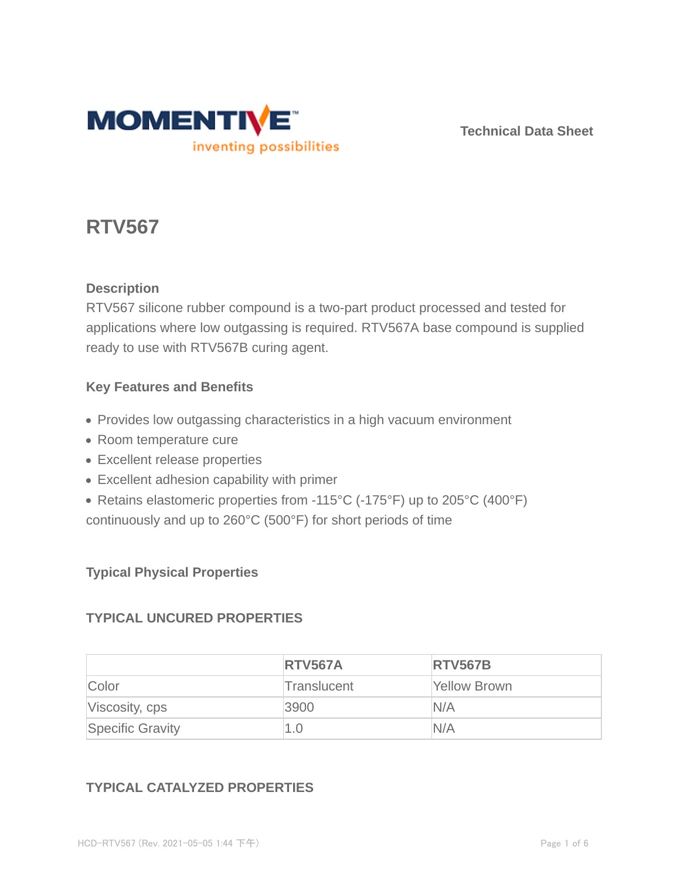MOMENTIVE™
inventing possibilities

Technical Data Sheet

# RTV567

## Description

RTV567 silicone rubber compound is a two-part product processed and tested for applications where low outgassing is required. RTV567A base compound is supplied ready to use with RTV567B curing agent.

## Key Features and Benefits

- Provides low outgassing characteristics in a high vacuum environment
- Room temperature cure
- Excellent release properties
- Excellent adhesion capability with primer
- Retains elastomeric properties from -115°C (-175°F) up to 205°C (400°F) continuously and up to 260°C (500°F) for short periods of time

## Typical Physical Properties

### TYPICAL UNCURED PROPERTIES

| | RTV567A | RTV567B |
|---|---|---|
| Color | Translucent | Yellow Brown |
| Viscosity, cps | 3900 | N/A |
| Specific Gravity | 1.0 | N/A |

### TYPICAL CATALYZED PROPERTIES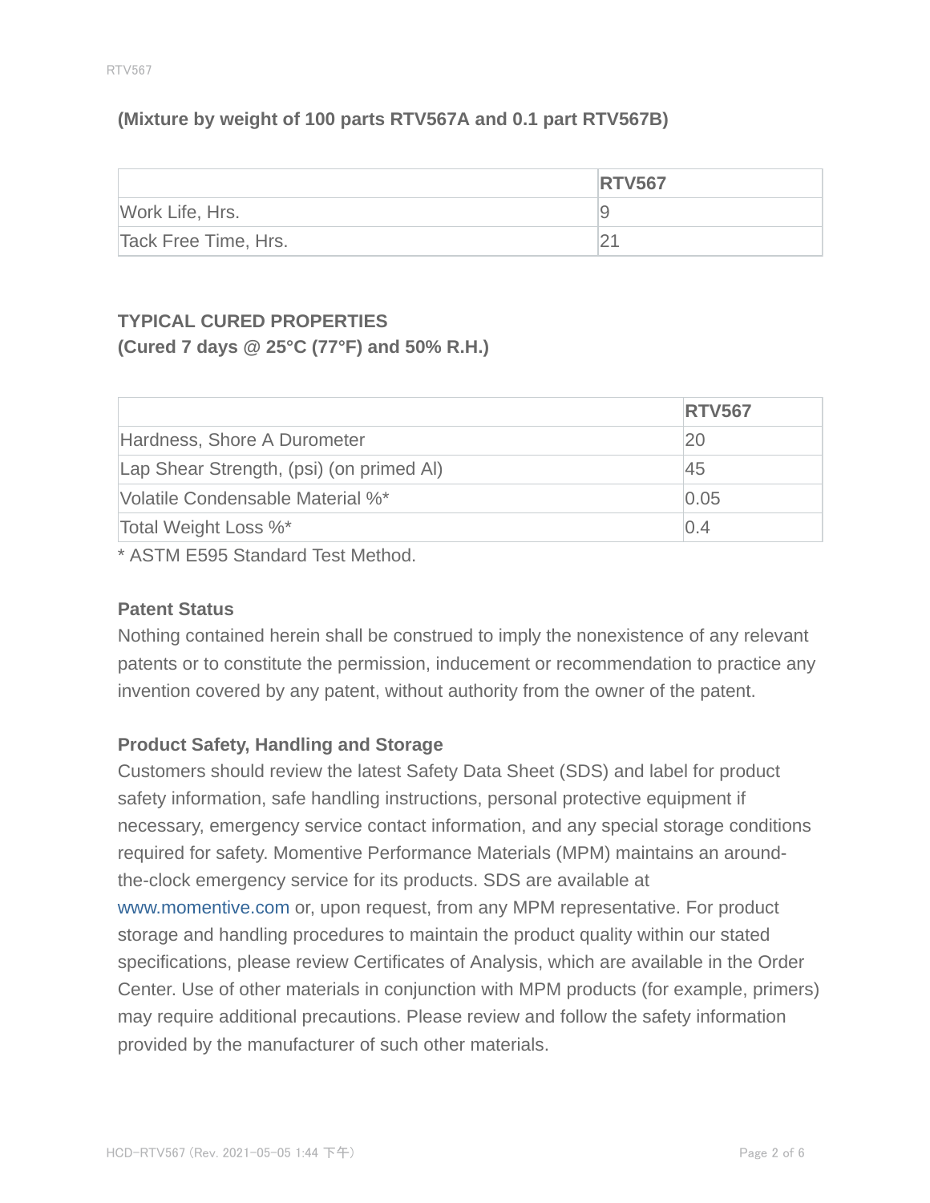**(Mixture by weight of 100 parts RTV567A and 0.1 part RTV567B)**

| | RTV567 |
|---|---|
| Work Life, Hrs. | 9 |
| Tack Free Time, Hrs. | 21 |

## TYPICAL CURED PROPERTIES
**(Cured 7 days @ 25°C (77°F) and 50% R.H.)**

| | RTV567 |
|---|---|
| Hardness, Shore A Durometer | 20 |
| Lap Shear Strength, (psi) (on primed Al) | 45 |
| Volatile Condensable Material %* | 0.05 |
| Total Weight Loss %* | 0.4 |

* ASTM E595 Standard Test Method.

### Patent Status

Nothing contained herein shall be construed to imply the nonexistence of any relevant patents or to constitute the permission, inducement or recommendation to practice any invention covered by any patent, without authority from the owner of the patent.

### Product Safety, Handling and Storage

Customers should review the latest Safety Data Sheet (SDS) and label for product safety information, safe handling instructions, personal protective equipment if necessary, emergency service contact information, and any special storage conditions required for safety. Momentive Performance Materials (MPM) maintains an around-the-clock emergency service for its products. SDS are available at www.momentive.com or, upon request, from any MPM representative. For product storage and handling procedures to maintain the product quality within our stated specifications, please review Certificates of Analysis, which are available in the Order Center. Use of other materials in conjunction with MPM products (for example, primers) may require additional precautions. Please review and follow the safety information provided by the manufacturer of such other materials.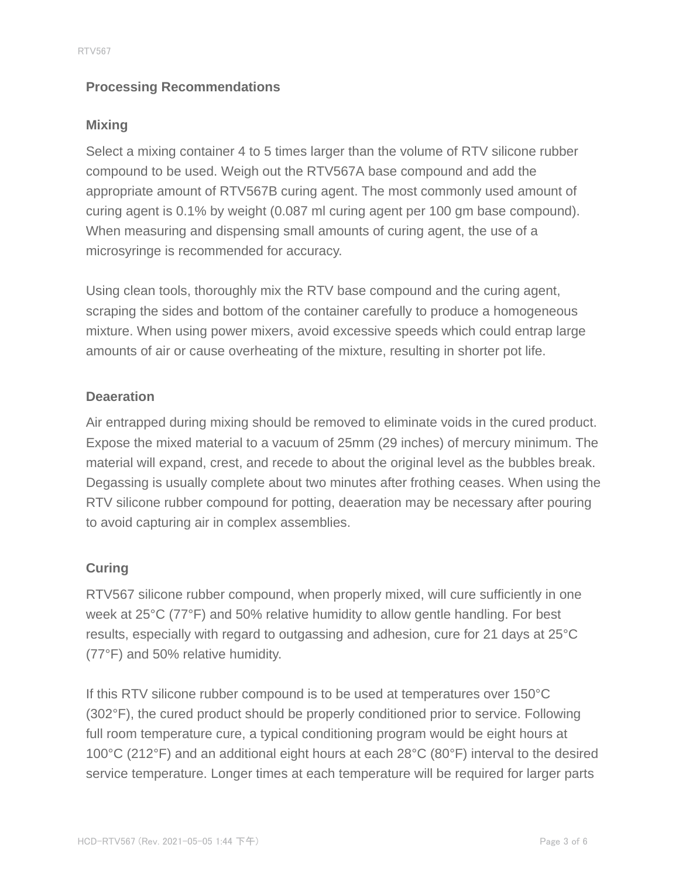## Processing Recommendations

### Mixing

Select a mixing container 4 to 5 times larger than the volume of RTV silicone rubber compound to be used. Weigh out the RTV567A base compound and add the appropriate amount of RTV567B curing agent. The most commonly used amount of curing agent is 0.1% by weight (0.087 ml curing agent per 100 gm base compound). When measuring and dispensing small amounts of curing agent, the use of a microsyringe is recommended for accuracy.

Using clean tools, thoroughly mix the RTV base compound and the curing agent, scraping the sides and bottom of the container carefully to produce a homogeneous mixture. When using power mixers, avoid excessive speeds which could entrap large amounts of air or cause overheating of the mixture, resulting in shorter pot life.

### Deaeration

Air entrapped during mixing should be removed to eliminate voids in the cured product. Expose the mixed material to a vacuum of 25mm (29 inches) of mercury minimum. The material will expand, crest, and recede to about the original level as the bubbles break. Degassing is usually complete about two minutes after frothing ceases. When using the RTV silicone rubber compound for potting, deaeration may be necessary after pouring to avoid capturing air in complex assemblies.

### Curing

RTV567 silicone rubber compound, when properly mixed, will cure sufficiently in one week at 25°C (77°F) and 50% relative humidity to allow gentle handling. For best results, especially with regard to outgassing and adhesion, cure for 21 days at 25°C (77°F) and 50% relative humidity.

If this RTV silicone rubber compound is to be used at temperatures over 150°C (302°F), the cured product should be properly conditioned prior to service. Following full room temperature cure, a typical conditioning program would be eight hours at 100°C (212°F) and an additional eight hours at each 28°C (80°F) interval to the desired service temperature. Longer times at each temperature will be required for larger parts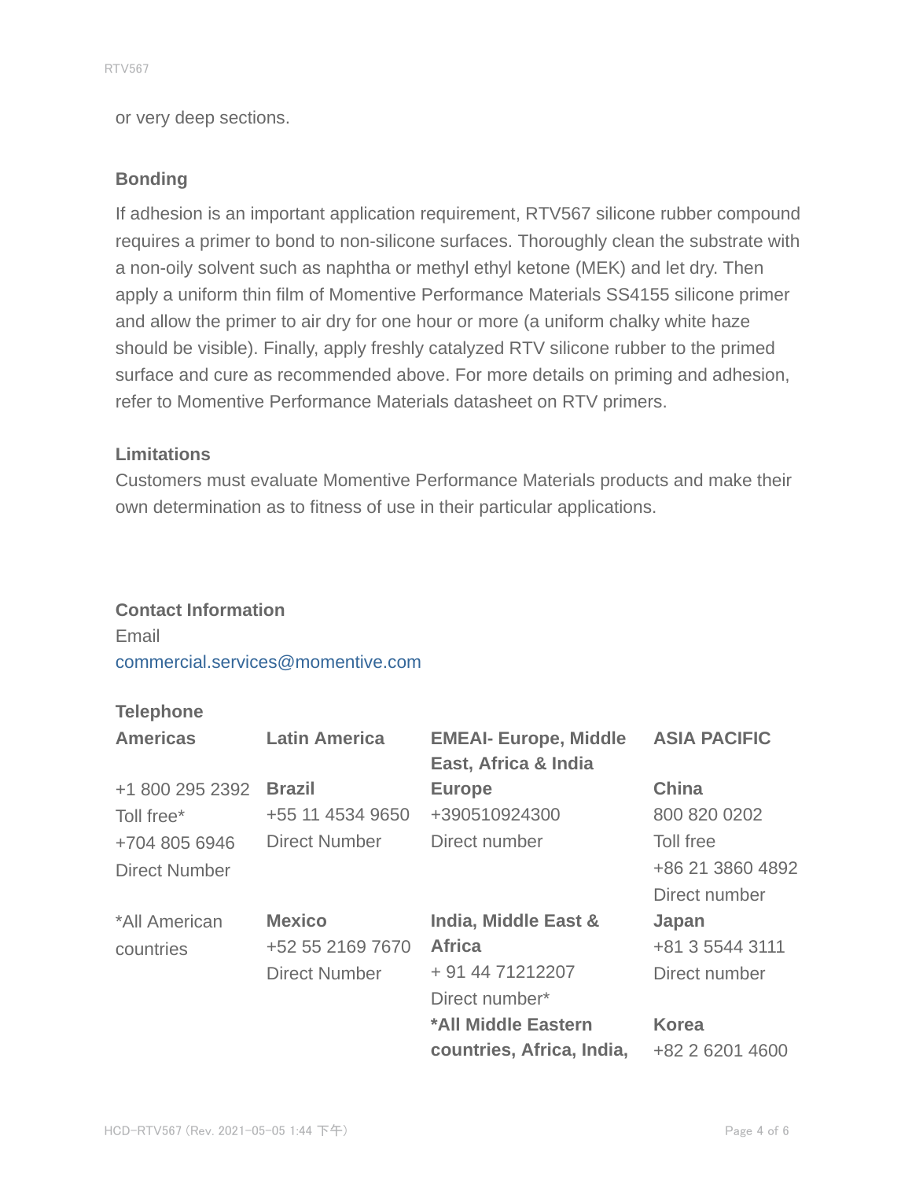or very deep sections.

### Bonding

If adhesion is an important application requirement, RTV567 silicone rubber compound requires a primer to bond to non-silicone surfaces. Thoroughly clean the substrate with a non-oily solvent such as naphtha or methyl ethyl ketone (MEK) and let dry. Then apply a uniform thin film of Momentive Performance Materials SS4155 silicone primer and allow the primer to air dry for one hour or more (a uniform chalky white haze should be visible). Finally, apply freshly catalyzed RTV silicone rubber to the primed surface and cure as recommended above. For more details on priming and adhesion, refer to Momentive Performance Materials datasheet on RTV primers.

### Limitations

Customers must evaluate Momentive Performance Materials products and make their own determination as to fitness of use in their particular applications.

### Contact Information

Email
commercial.services@momentive.com

**Telephone**

| Americas | Latin America | EMEAI- Europe, Middle East, Africa & India | ASIA PACIFIC |
|---|---|---|---|
| +1 800 295 2392 Toll free* +704 805 6946 Direct Number | **Brazil** +55 11 4534 9650 Direct Number | **Europe** +390510924300 Direct number | **China** 800 820 0202 Toll free +86 21 3860 4892 Direct number |
| *All American countries | **Mexico** +52 55 2169 7670 Direct Number | **India, Middle East & Africa** + 91 44 71212207 Direct number* | **Japan** +81 3 5544 3111 Direct number |
| | | ***All Middle Eastern countries, Africa, India,** | **Korea** +82 2 6201 4600 |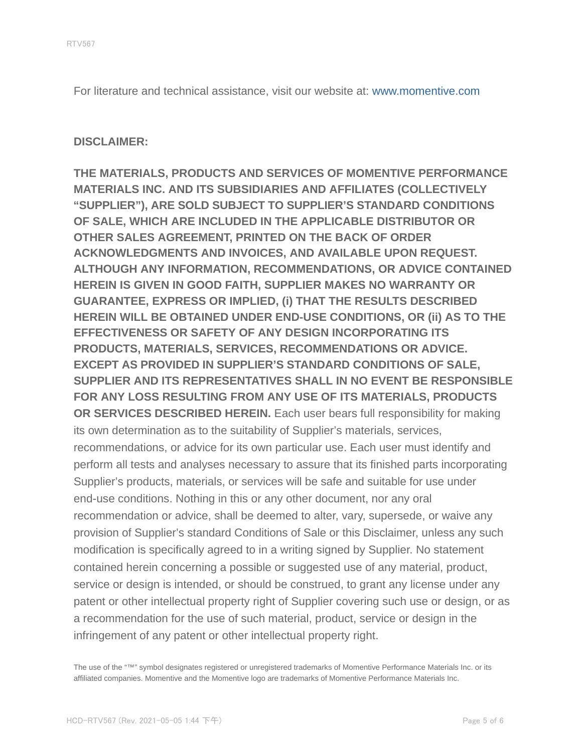For literature and technical assistance, visit our website at: www.momentive.com

**DISCLAIMER:**

**THE MATERIALS, PRODUCTS AND SERVICES OF MOMENTIVE PERFORMANCE MATERIALS INC. AND ITS SUBSIDIARIES AND AFFILIATES (COLLECTIVELY "SUPPLIER"), ARE SOLD SUBJECT TO SUPPLIER'S STANDARD CONDITIONS OF SALE, WHICH ARE INCLUDED IN THE APPLICABLE DISTRIBUTOR OR OTHER SALES AGREEMENT, PRINTED ON THE BACK OF ORDER ACKNOWLEDGMENTS AND INVOICES, AND AVAILABLE UPON REQUEST. ALTHOUGH ANY INFORMATION, RECOMMENDATIONS, OR ADVICE CONTAINED HEREIN IS GIVEN IN GOOD FAITH, SUPPLIER MAKES NO WARRANTY OR GUARANTEE, EXPRESS OR IMPLIED, (i) THAT THE RESULTS DESCRIBED HEREIN WILL BE OBTAINED UNDER END-USE CONDITIONS, OR (ii) AS TO THE EFFECTIVENESS OR SAFETY OF ANY DESIGN INCORPORATING ITS PRODUCTS, MATERIALS, SERVICES, RECOMMENDATIONS OR ADVICE. EXCEPT AS PROVIDED IN SUPPLIER'S STANDARD CONDITIONS OF SALE, SUPPLIER AND ITS REPRESENTATIVES SHALL IN NO EVENT BE RESPONSIBLE FOR ANY LOSS RESULTING FROM ANY USE OF ITS MATERIALS, PRODUCTS OR SERVICES DESCRIBED HEREIN.** Each user bears full responsibility for making its own determination as to the suitability of Supplier's materials, services, recommendations, or advice for its own particular use. Each user must identify and perform all tests and analyses necessary to assure that its finished parts incorporating Supplier's products, materials, or services will be safe and suitable for use under end-use conditions. Nothing in this or any other document, nor any oral recommendation or advice, shall be deemed to alter, vary, supersede, or waive any provision of Supplier's standard Conditions of Sale or this Disclaimer, unless any such modification is specifically agreed to in a writing signed by Supplier. No statement contained herein concerning a possible or suggested use of any material, product, service or design is intended, or should be construed, to grant any license under any patent or other intellectual property right of Supplier covering such use or design, or as a recommendation for the use of such material, product, service or design in the infringement of any patent or other intellectual property right.

The use of the "™" symbol designates registered or unregistered trademarks of Momentive Performance Materials Inc. or its affiliated companies. Momentive and the Momentive logo are trademarks of Momentive Performance Materials Inc.